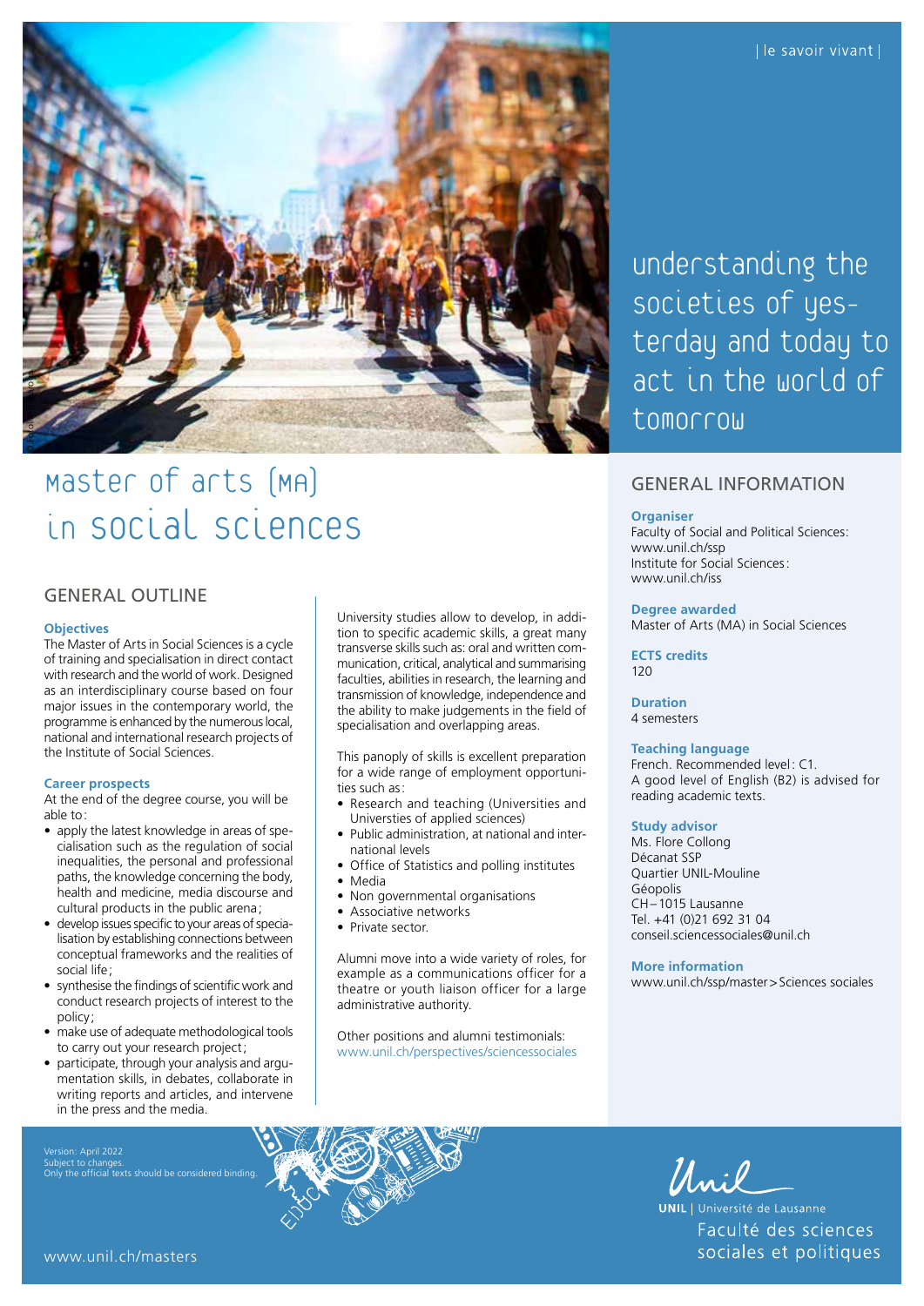| le savoir vivant |

understanding the societies of yesterday and today to act in the world of tomorrow

# master of arts (MA) in social sciences

## GENERAL OUTLINE

### Objectives

The Master of Arts in Social Sciences is a cycle of training and specialisation in direct contact with research and the world of work. Designed as an interdisciplinary course based on four major issues in the contemporary world, the programme is enhanced by the numerous local, national and international research projects of the Institute of Social Sciences.

### Career prospects

At the end of the degree course, you will be able to:

- apply the latest knowledge in areas of specialisation such as the regulation of social inequalities, the personal and professional paths, the knowledge concerning the body, health and medicine, media discourse and cultural products in the public arena;
- develop issues specific to your areas of specialisation by establishing connections between conceptual frameworks and the realities of social life;
- synthesise the findings of scientific work and conduct research projects of interest to the policy;
- make use of adequate methodological tools to carry out your research project;
- participate, through your analysis and argumentation skills, in debates, collaborate in writing reports and articles, and intervene in the press and the media.

University studies allow to develop, in addition to specific academic skills, a great many transverse skills such as: oral and written communication, critical, analytical and summarising faculties, abilities in research, the learning and transmission of knowledge, independence and the ability to make judgements in the field of specialisation and overlapping areas.

This panoply of skills is excellent preparation for a wide range of employment opportunities such as:

- Research and teaching (Universities and Universities of applied sciences)
- Public administration, at national and international levels
- Office of Statistics and polling institutes
- Media
- Non governmental organisations
- Associative networks
- Private sector.

Alumni move into a wide variety of roles, for example as a communications officer for a theatre or youth liaison officer for a large administrative authority.

Other positions and alumni testimonials:
www.unil.ch/perspectives/sciencessociales

## GENERAL INFORMATION

### Organiser

Faculty of Social and Political Sciences:
www.unil.ch/ssp
Institute for Social Sciences:
www.unil.ch/iss

### Degree awarded

Master of Arts (MA) in Social Sciences

### ECTS credits

120

### Duration

4 semesters

### Teaching language

French. Recommended level: C1.
A good level of English (B2) is advised for reading academic texts.

### Study advisor

Ms. Flore Collong
Décanat SSP
Quartier UNIL-Mouline
Géopolis
CH–1015 Lausanne
Tel. +41 (0)21 692 31 04
conseil.sciencessociales@unil.ch

### More information

www.unil.ch/ssp/master > Sciences sociales

Version: April 2022
Subject to changes.
Only the official texts should be considered binding.

www.unil.ch/masters

UNIL | Université de Lausanne
Faculté des sciences sociales et politiques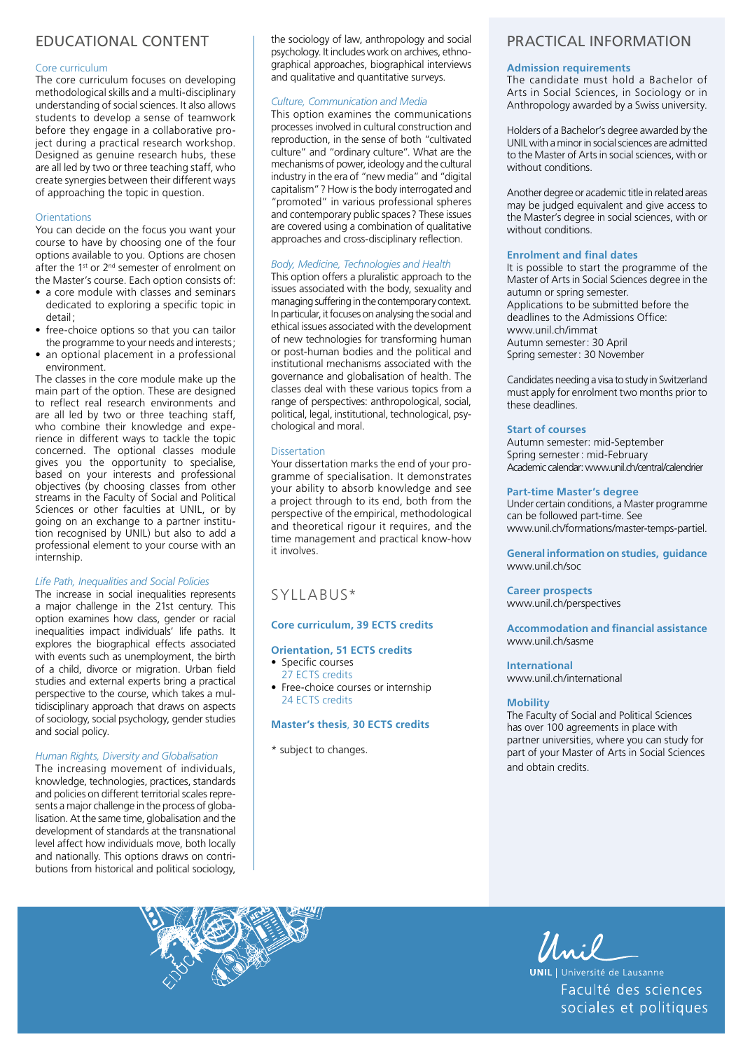## EDUCATIONAL CONTENT

### Core curriculum

The core curriculum focuses on developing methodological skills and a multi-disciplinary understanding of social sciences. It also allows students to develop a sense of teamwork before they engage in a collaborative project during a practical research workshop. Designed as genuine research hubs, these are all led by two or three teaching staff, who create synergies between their different ways of approaching the topic in question.

### Orientations

You can decide on the focus you want your course to have by choosing one of the four options available to you. Options are chosen after the 1st or 2nd semester of enrolment on the Master's course. Each option consists of:

- a core module with classes and seminars dedicated to exploring a specific topic in detail;
- free-choice options so that you can tailor the programme to your needs and interests;
- an optional placement in a professional environment.

The classes in the core module make up the main part of the option. These are designed to reflect real research environments and are all led by two or three teaching staff, who combine their knowledge and experience in different ways to tackle the topic concerned. The optional classes module gives you the opportunity to specialise, based on your interests and professional objectives (by choosing classes from other streams in the Faculty of Social and Political Sciences or other faculties at UNIL, or by going on an exchange to a partner institution recognised by UNIL) but also to add a professional element to your course with an internship.

### *Life Path, Inequalities and Social Policies*

The increase in social inequalities represents a major challenge in the 21st century. This option examines how class, gender or racial inequalities impact individuals' life paths. It explores the biographical effects associated with events such as unemployment, the birth of a child, divorce or migration. Urban field studies and external experts bring a practical perspective to the course, which takes a multidisciplinary approach that draws on aspects of sociology, social psychology, gender studies and social policy.

### *Human Rights, Diversity and Globalisation*

The increasing movement of individuals, knowledge, technologies, practices, standards and policies on different territorial scales represents a major challenge in the process of globalisation. At the same time, globalisation and the development of standards at the transnational level affect how individuals move, both locally and nationally. This options draws on contributions from historical and political sociology, the sociology of law, anthropology and social psychology. It includes work on archives, ethnographical approaches, biographical interviews and qualitative and quantitative surveys.

### *Culture, Communication and Media*

This option examines the communications processes involved in cultural construction and reproduction, in the sense of both "cultivated culture" and "ordinary culture". What are the mechanisms of power, ideology and the cultural industry in the era of "new media" and "digital capitalism"? How is the body interrogated and "promoted" in various professional spheres and contemporary public spaces? These issues are covered using a combination of qualitative approaches and cross-disciplinary reflection.

### *Body, Medicine, Technologies and Health*

This option offers a pluralistic approach to the issues associated with the body, sexuality and managing suffering in the contemporary context. In particular, it focuses on analysing the social and ethical issues associated with the development of new technologies for transforming human or post-human bodies and the political and institutional mechanisms associated with the governance and globalisation of health. The classes deal with these various topics from a range of perspectives: anthropological, social, political, legal, institutional, technological, psychological and moral.

### Dissertation

Your dissertation marks the end of your programme of specialisation. It demonstrates your ability to absorb knowledge and see a project through to its end, both from the perspective of the empirical, methodological and theoretical rigour it requires, and the time management and practical know-how it involves.

## SYLLABUS*

**Core curriculum, 39 ECTS credits**

**Orientation, 51 ECTS credits**

- Specific courses
  27 ECTS credits
- Free-choice courses or internship
  24 ECTS credits

**Master's thesis, 30 ECTS credits**

\* subject to changes.

## PRACTICAL INFORMATION

**Admission requirements**

The candidate must hold a Bachelor of Arts in Social Sciences, in Sociology or in Anthropology awarded by a Swiss university.

Holders of a Bachelor's degree awarded by the UNIL with a minor in social sciences are admitted to the Master of Arts in social sciences, with or without conditions.

Another degree or academic title in related areas may be judged equivalent and give access to the Master's degree in social sciences, with or without conditions.

**Enrolment and final dates**

It is possible to start the programme of the Master of Arts in Social Sciences degree in the autumn or spring semester.
Applications to be submitted before the deadlines to the Admissions Office:
www.unil.ch/immat
Autumn semester: 30 April
Spring semester: 30 November

Candidates needing a visa to study in Switzerland must apply for enrolment two months prior to these deadlines.

**Start of courses**

Autumn semester: mid-September
Spring semester: mid-February
Academic calendar: www.unil.ch/central/calendrier

**Part-time Master's degree**

Under certain conditions, a Master programme can be followed part-time. See www.unil.ch/formations/master-temps-partiel.

**General information on studies, guidance**

www.unil.ch/soc

**Career prospects**

www.unil.ch/perspectives

**Accommodation and financial assistance**

www.unil.ch/sasme

**International**

www.unil.ch/international

**Mobility**

The Faculty of Social and Political Sciences has over 100 agreements in place with partner universities, where you can study for part of your Master of Arts in Social Sciences and obtain credits.

Unil
UNIL | Université de Lausanne
Faculté des sciences sociales et politiques